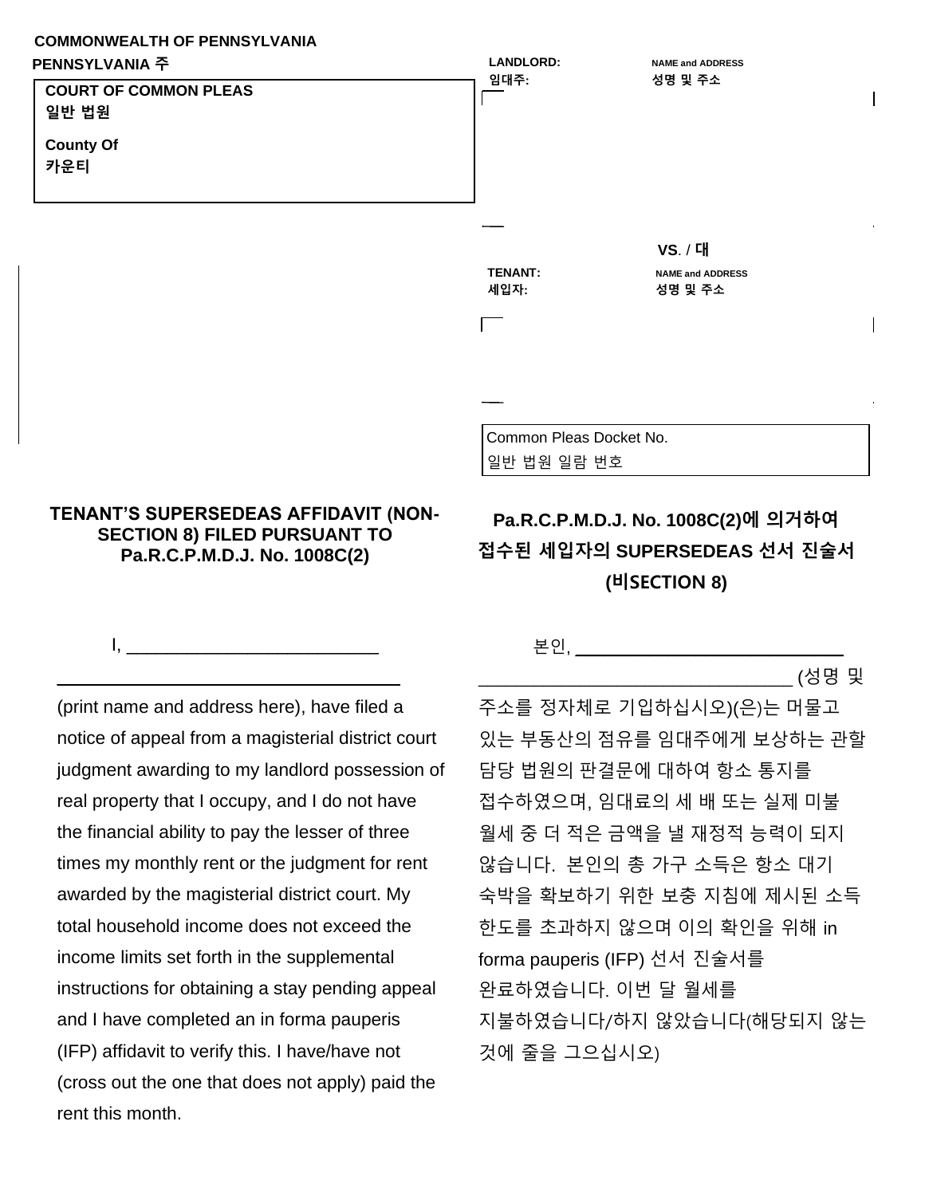**COMMONWEALTH OF PENNSYLVANIA**
**PENNSYLVANIA 주**

**COURT OF COMMON PLEAS**
**일반 법원**

**County Of**
**카운티**

**LANDLORD:** **NAME and ADDRESS**
**임대주:** **성명 및 주소**

**VS. / 대**

**TENANT:** **NAME and ADDRESS**
**세입자:** **성명 및 주소**

Common Pleas Docket No.
일반 법원 일람 번호

## TENANT'S SUPERSEDEAS AFFIDAVIT (NON-SECTION 8) FILED PURSUANT TO Pa.R.C.P.M.D.J. No. 1008C(2)

I, ___________________________
_____________________________________
(print name and address here), have filed a notice of appeal from a magisterial district court judgment awarding to my landlord possession of real property that I occupy, and I do not have the financial ability to pay the lesser of three times my monthly rent or the judgment for rent awarded by the magisterial district court. My total household income does not exceed the income limits set forth in the supplemental instructions for obtaining a stay pending appeal and I have completed an in forma pauperis (IFP) affidavit to verify this. I have/have not (cross out the one that does not apply) paid the rent this month.

## Pa.R.C.P.M.D.J. No. 1008C(2)에 의거하여 접수된 세입자의 SUPERSEDEAS 선서 진술서 (비SECTION 8)

본인, ___________________________
_________________________________ (성명 및 주소를 정자체로 기입하십시오)(은)는 머물고 있는 부동산의 점유를 임대주에게 보상하는 관할 담당 법원의 판결문에 대하여 항소 통지를 접수하였으며, 임대료의 세 배 또는 실제 미불 월세 중 더 적은 금액을 낼 재정적 능력이 되지 않습니다. 본인의 총 가구 소득은 항소 대기 숙박을 확보하기 위한 보충 지침에 제시된 소득 한도를 초과하지 않으며 이의 확인을 위해 in forma pauperis (IFP) 선서 진술서를 완료하였습니다. 이번 달 월세를 지불하였습니다/하지 않았습니다(해당되지 않는 것에 줄을 그으십시오)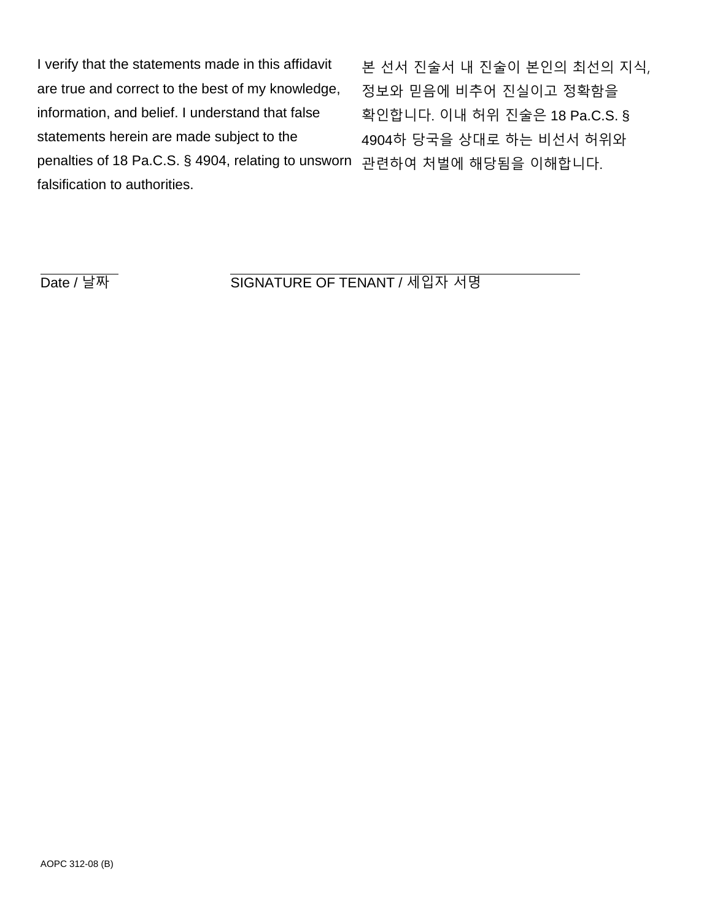I verify that the statements made in this affidavit are true and correct to the best of my knowledge, information, and belief. I understand that false statements herein are made subject to the penalties of 18 Pa.C.S. § 4904, relating to unsworn falsification to authorities.

본 선서 진술서 내 진술이 본인의 최선의 지식, 정보와 믿음에 비추어 진실이고 정확함을 확인합니다. 이내 허위 진술은 18 Pa.C.S. § 4904하 당국을 상대로 하는 비선서 허위와 관련하여 처벌에 해당됨을 이해합니다.

\_\_\_\_\_\_\_\_\_\_\_\_
Date / 날짜

\_\_\_\_\_\_\_\_\_\_\_\_\_\_\_\_\_\_\_\_\_\_\_\_\_\_\_\_\_\_\_\_\_\_\_\_
SIGNATURE OF TENANT / 세입자 서명

AOPC 312-08 (B)